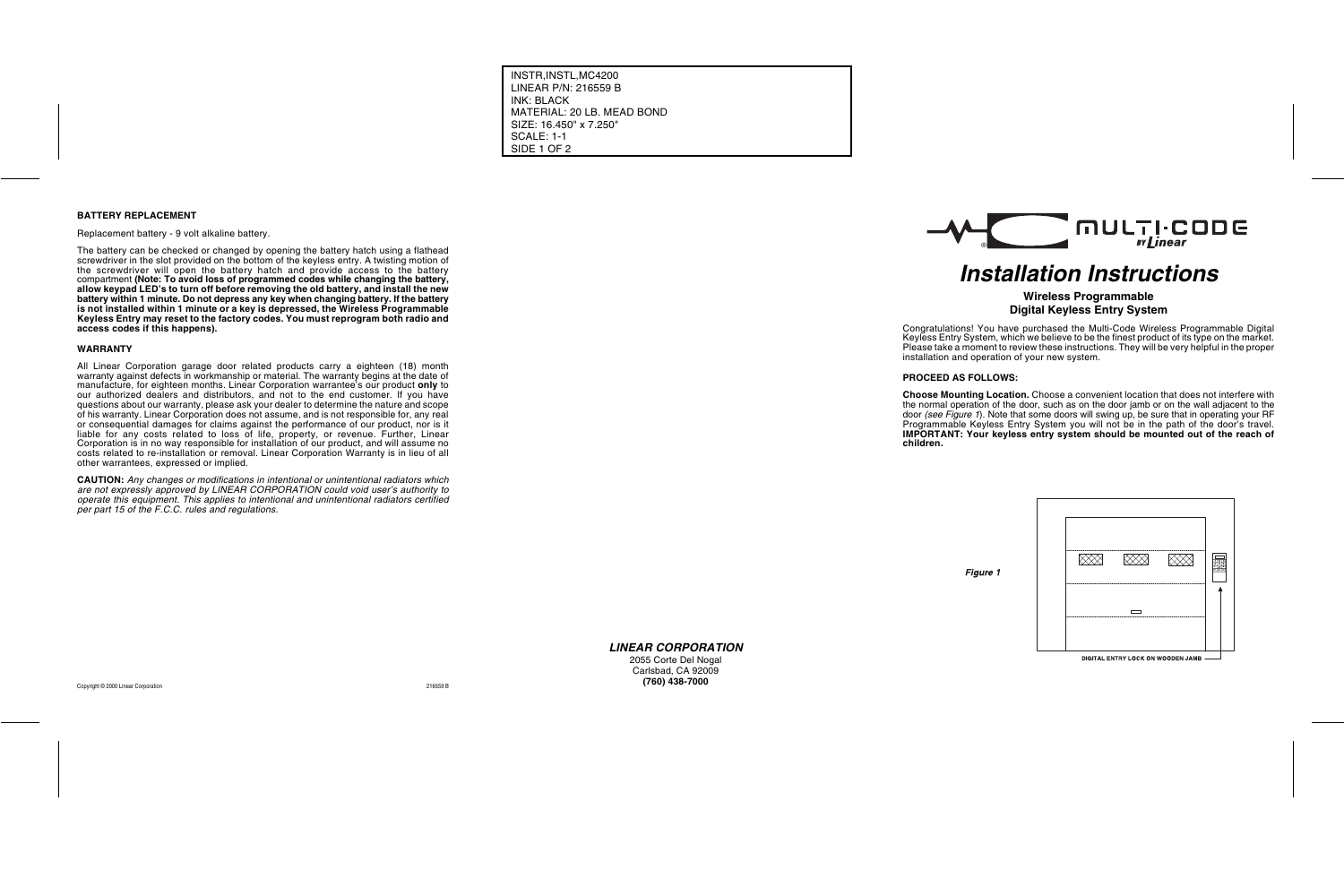INSTR,INSTL,MC4200
LINEAR P/N: 216559 B
INK: BLACK
MATERIAL: 20 LB. MEAD BOND
SIZE: 16.450" x 7.250"
SCALE: 1-1
SIDE 1 OF 2

### BATTERY REPLACEMENT

Replacement battery - 9 volt alkaline battery.

The battery can be checked or changed by opening the battery hatch using a flathead screwdriver in the slot provided on the bottom of the keyless entry. A twisting motion of the screwdriver will open the battery hatch and provide access to the battery compartment **(Note: To avoid loss of programmed codes while changing the battery, allow keypad LED's to turn off before removing the old battery, and install the new battery within 1 minute. Do not depress any key when changing battery. If the battery is not installed within 1 minute or a key is depressed, the Wireless Programmable Keyless Entry may reset to the factory codes. You must reprogram both radio and access codes if this happens).**

### WARRANTY

All Linear Corporation garage door related products carry a eighteen (18) month warranty against defects in workmanship or material. The warranty begins at the date of manufacture, for eighteen months. Linear Corporation warrantee's our product **only** to our authorized dealers and distributors, and not to the end customer. If you have questions about our warranty, please ask your dealer to determine the nature and scope of his warranty. Linear Corporation does not assume, and is not responsible for, any real or consequential damages for claims against the performance of our product, nor is it liable for any costs related to loss of life, property, or revenue. Further, Linear Corporation is in no way responsible for installation of our product, and will assume no costs related to re-installation or removal. Linear Corporation Warranty is in lieu of all other warrantees, expressed or implied.

**CAUTION:** *Any changes or modifications in intentional or unintentional radiators which are not expressly approved by LINEAR CORPORATION could void user's authority to operate this equipment. This applies to intentional and unintentional radiators certified per part 15 of the F.C.C. rules and regulations.*

Copyright © 2000 Linear Corporation 216559 B

***LINEAR CORPORATION***
2055 Corte Del Nogal
Carlsbad, CA 92009
**(760) 438-7000**

MULTI-CODE BY Linear

# *Installation Instructions*

## Wireless Programmable Digital Keyless Entry System

Congratulations! You have purchased the Multi-Code Wireless Programmable Digital Keyless Entry System, which we believe to be the finest product of its type on the market. Please take a moment to review these instructions. They will be very helpful in the proper installation and operation of your new system.

### PROCEED AS FOLLOWS:

**Choose Mounting Location.** Choose a convenient location that does not interfere with the normal operation of the door, such as on the door jamb or on the wall adjacent to the door *(see Figure 1*). Note that some doors will swing up, be sure that in operating your RF Programmable Keyless Entry System you will not be in the path of the door's travel. **IMPORTANT: Your keyless entry system should be mounted out of the reach of children.**

***Figure 1***

DIGITAL ENTRY LOCK ON WOODEN JAMB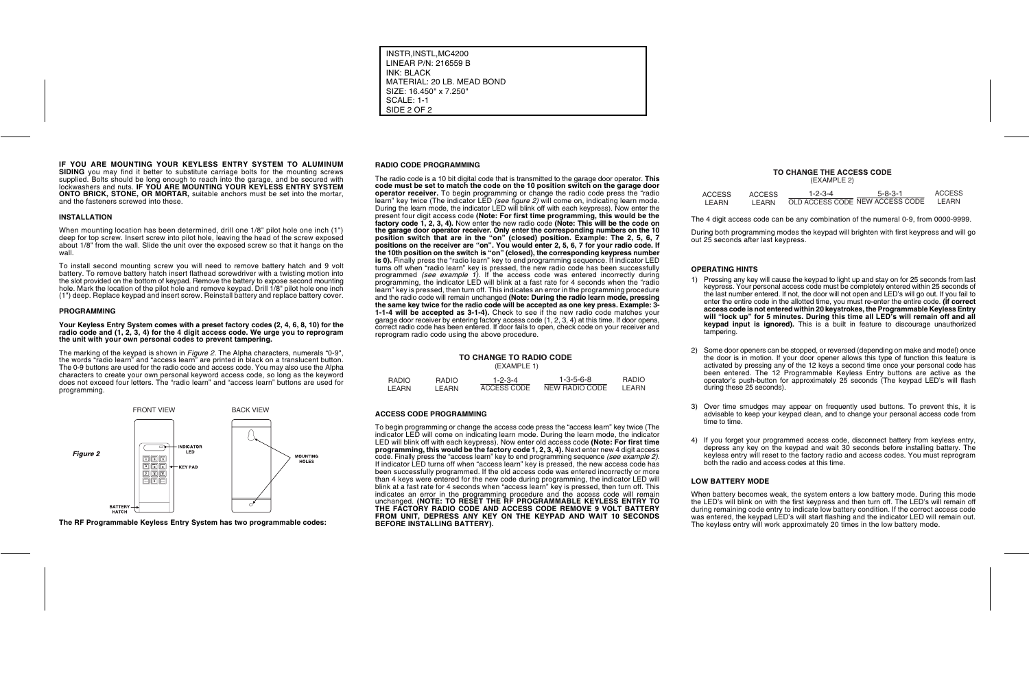INSTR,INSTL,MC4200
LINEAR P/N: 216559 B
INK: BLACK
MATERIAL: 20 LB. MEAD BOND
SIZE: 16.450" x 7.250"
SCALE: 1-1
SIDE 2 OF 2

**IF YOU ARE MOUNTING YOUR KEYLESS ENTRY SYSTEM TO ALUMINUM SIDING** you may find it better to substitute carriage bolts for the mounting screws supplied. Bolts should be long enough to reach into the garage, and be secured with lockwashers and nuts. **IF YOU ARE MOUNTING YOUR KEYLESS ENTRY SYSTEM ONTO BRICK, STONE, OR MORTAR,** suitable anchors must be set into the mortar, and the fasteners screwed into these.

### INSTALLATION

When mounting location has been determined, drill one 1/8" pilot hole one inch (1") deep for top screw. Insert screw into pilot hole, leaving the head of the screw exposed about 1/8" from the wall. Slide the unit over the exposed screw so that it hangs on the wall.

To install second mounting screw you will need to remove battery hatch and 9 volt battery. To remove battery hatch insert flathead screwdriver with a twisting motion into the slot provided on the bottom of keypad. Remove the battery to expose second mounting hole. Mark the location of the pilot hole and remove keypad. Drill 1/8" pilot hole one inch (1") deep. Replace keypad and insert screw. Reinstall battery and replace battery cover.

### PROGRAMMING

**Your Keyless Entry System comes with a preset factory codes (2, 4, 6, 8, 10) for the radio code and (1, 2, 3, 4) for the 4 digit access code. We urge you to reprogram the unit with your own personal codes to prevent tampering.**

The marking of the keypad is shown in *Figure 2*. The Alpha characters, numerals "0-9", the words "radio learn" and "access learn" are printed in black on a translucent button. The 0-9 buttons are used for the radio code and access code. You may also use the Alpha characters to create your own personal keyword access code, so long as the keyword does not exceed four letters. The "radio learn" and "access learn" buttons are used for programming.

FRONT VIEW

BACK VIEW

INDICATOR LED

KEY PAD

BATTERY HATCH

MOUNTING HOLES

*Figure 2*

**The RF Programmable Keyless Entry System has two programmable codes:**

### RADIO CODE PROGRAMMING

The radio code is a 10 bit digital code that is transmitted to the garage door operator. **This code must be set to match the code on the 10 position switch on the garage door operator receiver.** To begin programming or change the radio code press the "radio learn" key twice (The indicator LED *(see figure 2)* will come on, indicating learn mode. During the learn mode, the indicator LED will blink off with each keypress). Now enter the present four digit access code **(Note: For first time programming, this would be the factory code 1, 2, 3, 4).** Now enter the new radio code **(Note: This will be the code on the garage door operator receiver. Only enter the corresponding numbers on the 10 position switch that are in the "on" (closed) position. Example: The 2, 5, 6, 7 positions on the receiver are "on". You would enter 2, 5, 6, 7 for your radio code. If the 10th position on the switch is "on" (closed), the corresponding keypress number is 0).** Finally press the "radio learn" key to end programming sequence. If indicator LED turns off when "radio learn" key is pressed, the new radio code has been successfully programmed *(see example 1)*. If the access code was entered incorrectly during programming, the indicator LED will blink at a fast rate for 4 seconds when the "radio learn" key is pressed, then turn off. This indicates an error in the programming procedure and the radio code will remain unchanged **(Note: During the radio learn mode, pressing the same key twice for the radio code will be accepted as one key press. Example: 3-1-1-4 will be accepted as 3-1-4).** Check to see if the new radio code matches your garage door receiver by entering factory access code (1, 2, 3, 4) at this time. If door opens, correct radio code has been entered. If door fails to open, check code on your receiver and reprogram radio code using the above procedure.

#### TO CHANGE TO RADIO CODE
(EXAMPLE 1)

| | | | | |
|---|---|---|---|---|
| RADIO LEARN | RADIO LEARN | 1-2-3-4 ACCESS CODE | 1-3-5-6-8 NEW RADIO CODE | RADIO LEARN |

### ACCESS CODE PROGRAMMING

To begin programming or change the access code press the "access learn" key twice (The indicator LED will come on indicating learn mode. During the learn mode, the indicator LED will blink off with each keypress). Now enter old access code **(Note: For first time programming, this would be the factory code 1, 2, 3, 4).** Next enter new 4 digit access code. Finally press the "access learn" key to end programming sequence *(see example 2)*. If indicator LED turns off when "access learn" key is pressed, the new access code has been successfully programmed. If the old access code was entered incorrectly or more than 4 keys were entered for the new code during programming, the indicator LED will blink at a fast rate for 4 seconds when "access learn" key is pressed, then turn off. This indicates an error in the programming procedure and the access code will remain unchanged. **(NOTE: TO RESET THE RF PROGRAMMABLE KEYLESS ENTRY TO THE FACTORY RADIO CODE AND ACCESS CODE REMOVE 9 VOLT BATTERY FROM UNIT, DEPRESS ANY KEY ON THE KEYPAD AND WAIT 10 SECONDS BEFORE INSTALLING BATTERY).**

#### TO CHANGE THE ACCESS CODE
(EXAMPLE 2)

| | | | | |
|---|---|---|---|---|
| ACCESS LEARN | ACCESS LEARN | 1-2-3-4 OLD ACCESS CODE | 5-8-3-1 NEW ACCESS CODE | ACCESS LEARN |

The 4 digit access code can be any combination of the numeral 0-9, from 0000-9999.

During both programming modes the keypad will brighten with first keypress and will go out 25 seconds after last keypress.

### OPERATING HINTS

1) Pressing any key will cause the keypad to light up and stay on for 25 seconds from last keypress. Your personal access code must be completely entered within 25 seconds of the last number entered. If not, the door will not open and LED's will go out. If you fail to enter the entire code in the allotted time, you must re-enter the entire code. **(if correct access code is not entered within 20 keystrokes, the Programmable Keyless Entry will "lock up" for 5 minutes. During this time all LED's will remain off and all keypad input is ignored).** This is a built in feature to discourage unauthorized tampering.

2) Some door openers can be stopped, or reversed (depending on make and model) once the door is in motion. If your door opener allows this type of function this feature is activated by pressing any of the 12 keys a second time once your personal code has been entered. The 12 Programmable Keyless Entry buttons are active as the operator's push-button for approximately 25 seconds (The keypad LED's will flash during these 25 seconds).

3) Over time smudges may appear on frequently used buttons. To prevent this, it is advisable to keep your keypad clean, and to change your personal access code from time to time.

4) If you forget your programmed access code, disconnect battery from keyless entry, depress any key on the keypad and wait 30 seconds before installing battery. The keyless entry will reset to the factory radio and access codes. You must reprogram both the radio and access codes at this time.

### LOW BATTERY MODE

When battery becomes weak, the system enters a low battery mode. During this mode the LED's will blink on with the first keypress and then turn off. The LED's will remain off during remaining code entry to indicate low battery condition. If the correct access code was entered, the keypad LED's will start flashing and the indicator LED will remain out. The keyless entry will work approximately 20 times in the low battery mode.